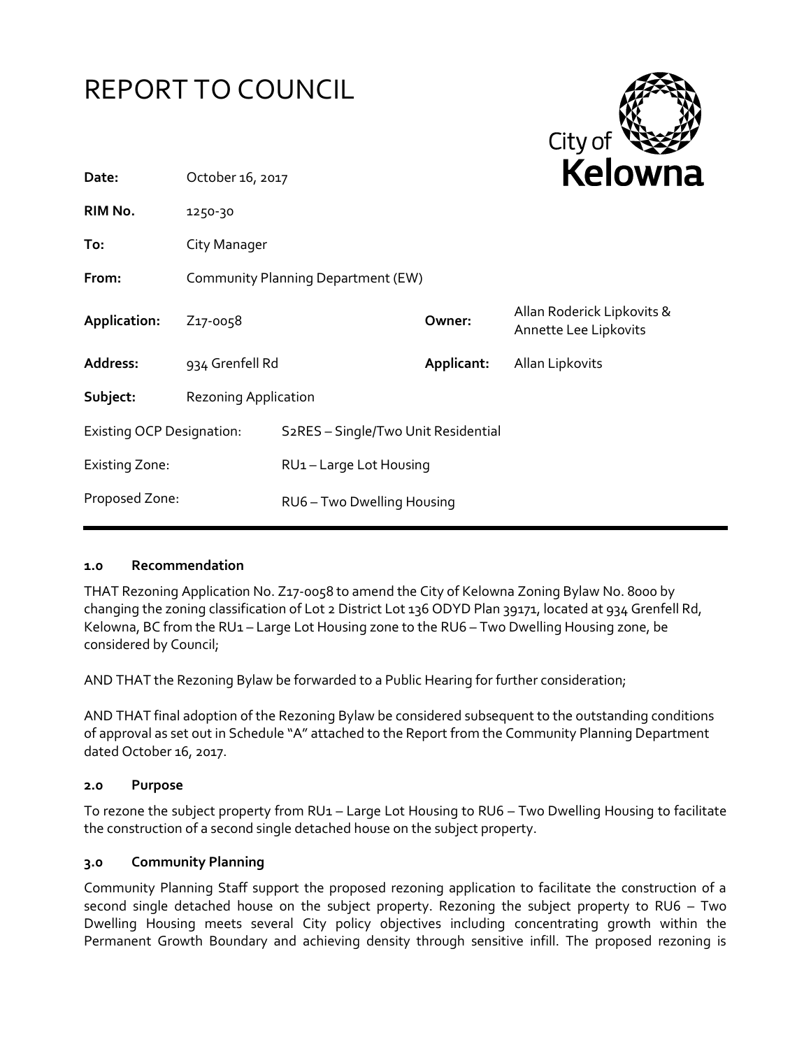# REPORT TO COUNCIL

City of **Kelowna**

| | | | |
|---|---|---|---|
| **Date:** | October 16, 2017 | | |
| **RIM No.** | 1250-30 | | |
| **To:** | City Manager | | |
| **From:** | Community Planning Department (EW) | | |
| **Application:** | Z17-0058 | **Owner:** | Allan Roderick Lipkovits & Annette Lee Lipkovits |
| **Address:** | 934 Grenfell Rd | **Applicant:** | Allan Lipkovits |
| **Subject:** | Rezoning Application | | |
| Existing OCP Designation: | S2RES – Single/Two Unit Residential | | |
| Existing Zone: | RU1 – Large Lot Housing | | |
| Proposed Zone: | RU6 – Two Dwelling Housing | | |

## 1.0 Recommendation

THAT Rezoning Application No. Z17-0058 to amend the City of Kelowna Zoning Bylaw No. 8000 by changing the zoning classification of Lot 2 District Lot 136 ODYD Plan 39171, located at 934 Grenfell Rd, Kelowna, BC from the RU1 – Large Lot Housing zone to the RU6 – Two Dwelling Housing zone, be considered by Council;

AND THAT the Rezoning Bylaw be forwarded to a Public Hearing for further consideration;

AND THAT final adoption of the Rezoning Bylaw be considered subsequent to the outstanding conditions of approval as set out in Schedule "A" attached to the Report from the Community Planning Department dated October 16, 2017.

## 2.0 Purpose

To rezone the subject property from RU1 – Large Lot Housing to RU6 – Two Dwelling Housing to facilitate the construction of a second single detached house on the subject property.

## 3.0 Community Planning

Community Planning Staff support the proposed rezoning application to facilitate the construction of a second single detached house on the subject property. Rezoning the subject property to RU6 – Two Dwelling Housing meets several City policy objectives including concentrating growth within the Permanent Growth Boundary and achieving density through sensitive infill. The proposed rezoning is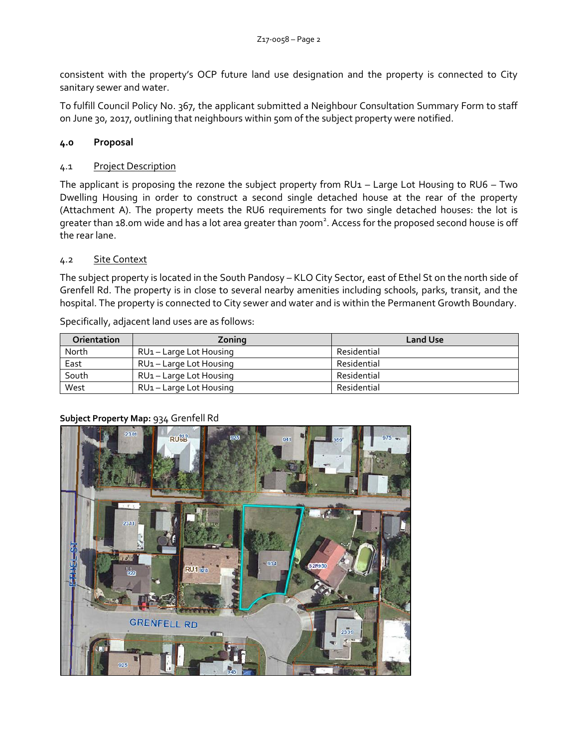consistent with the property's OCP future land use designation and the property is connected to City sanitary sewer and water.

To fulfill Council Policy No. 367, the applicant submitted a Neighbour Consultation Summary Form to staff on June 30, 2017, outlining that neighbours within 50m of the subject property were notified.

## 4.0 Proposal

### 4.1 Project Description

The applicant is proposing the rezone the subject property from RU1 – Large Lot Housing to RU6 – Two Dwelling Housing in order to construct a second single detached house at the rear of the property (Attachment A). The property meets the RU6 requirements for two single detached houses: the lot is greater than 18.0m wide and has a lot area greater than 700m². Access for the proposed second house is off the rear lane.

### 4.2 Site Context

The subject property is located in the South Pandosy – KLO City Sector, east of Ethel St on the north side of Grenfell Rd. The property is in close to several nearby amenities including schools, parks, transit, and the hospital. The property is connected to City sewer and water and is within the Permanent Growth Boundary.

Specifically, adjacent land uses are as follows:

| Orientation | Zoning | Land Use |
|---|---|---|
| North | RU1 – Large Lot Housing | Residential |
| East | RU1 – Large Lot Housing | Residential |
| South | RU1 – Large Lot Housing | Residential |
| West | RU1 – Large Lot Housing | Residential |

**Subject Property Map:** 934 Grenfell Rd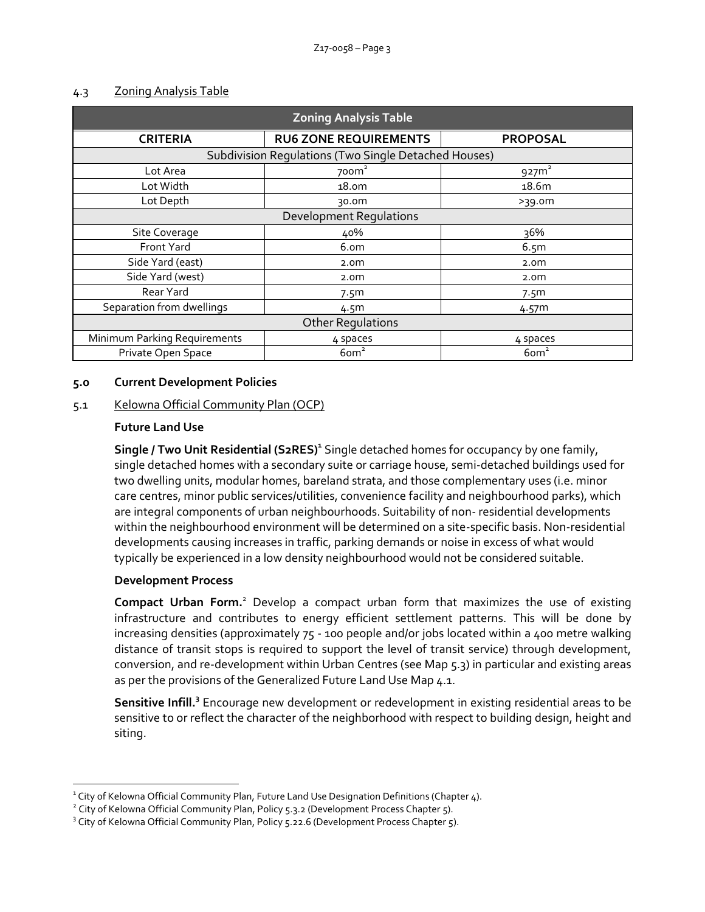### 4.3 Zoning Analysis Table

| Zoning Analysis Table | | |
|---|---|---|
| **CRITERIA** | **RU6 ZONE REQUIREMENTS** | **PROPOSAL** |
| Subdivision Regulations (Two Single Detached Houses) | | |
| Lot Area | 700m² | 927m² |
| Lot Width | 18.0m | 18.6m |
| Lot Depth | 30.0m | >39.0m |
| Development Regulations | | |
| Site Coverage | 40% | 36% |
| Front Yard | 6.0m | 6.5m |
| Side Yard (east) | 2.0m | 2.0m |
| Side Yard (west) | 2.0m | 2.0m |
| Rear Yard | 7.5m | 7.5m |
| Separation from dwellings | 4.5m | 4.57m |
| Other Regulations | | |
| Minimum Parking Requirements | 4 spaces | 4 spaces |
| Private Open Space | 60m² | 60m² |

## 5.0 Current Development Policies

### 5.1 Kelowna Official Community Plan (OCP)

**Future Land Use**

**Single / Two Unit Residential (S2RES)**[1] Single detached homes for occupancy by one family, single detached homes with a secondary suite or carriage house, semi-detached buildings used for two dwelling units, modular homes, bareland strata, and those complementary uses (i.e. minor care centres, minor public services/utilities, convenience facility and neighbourhood parks), which are integral components of urban neighbourhoods. Suitability of non- residential developments within the neighbourhood environment will be determined on a site-specific basis. Non-residential developments causing increases in traffic, parking demands or noise in excess of what would typically be experienced in a low density neighbourhood would not be considered suitable.

**Development Process**

**Compact Urban Form.**[2] Develop a compact urban form that maximizes the use of existing infrastructure and contributes to energy efficient settlement patterns. This will be done by increasing densities (approximately 75 - 100 people and/or jobs located within a 400 metre walking distance of transit stops is required to support the level of transit service) through development, conversion, and re-development within Urban Centres (see Map 5.3) in particular and existing areas as per the provisions of the Generalized Future Land Use Map 4.1.

**Sensitive Infill.**[3] Encourage new development or redevelopment in existing residential areas to be sensitive to or reflect the character of the neighborhood with respect to building design, height and siting.

---

[1] City of Kelowna Official Community Plan, Future Land Use Designation Definitions (Chapter 4).

[2] City of Kelowna Official Community Plan, Policy 5.3.2 (Development Process Chapter 5).

[3] City of Kelowna Official Community Plan, Policy 5.22.6 (Development Process Chapter 5).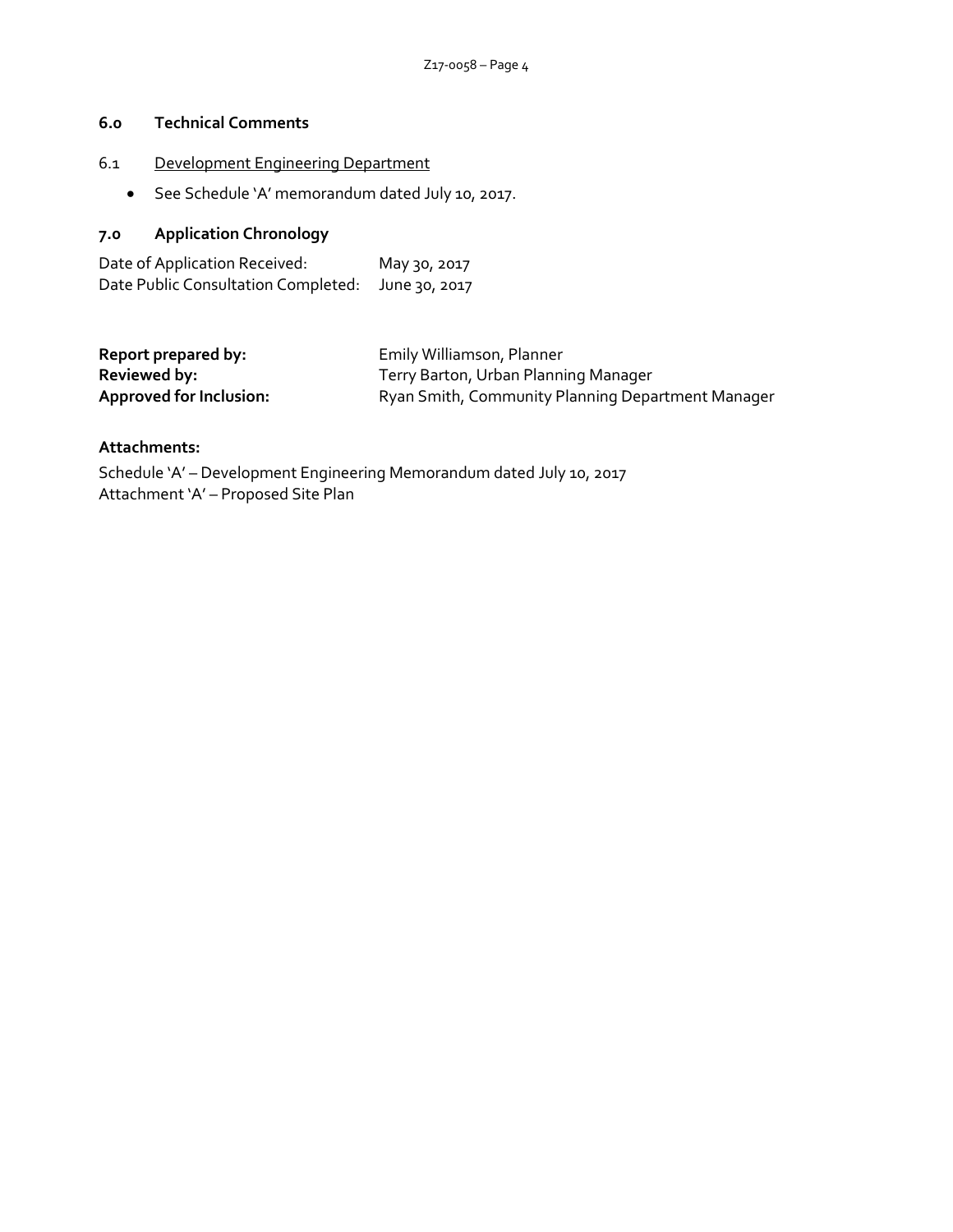## 6.0 Technical Comments

6.1 <u>Development Engineering Department</u>

- See Schedule 'A' memorandum dated July 10, 2017.

## 7.0 Application Chronology

Date of Application Received: May 30, 2017
Date Public Consultation Completed: June 30, 2017

**Report prepared by:** Emily Williamson, Planner
**Reviewed by:** Terry Barton, Urban Planning Manager
**Approved for Inclusion:** Ryan Smith, Community Planning Department Manager

### Attachments:

Schedule 'A' – Development Engineering Memorandum dated July 10, 2017
Attachment 'A' – Proposed Site Plan